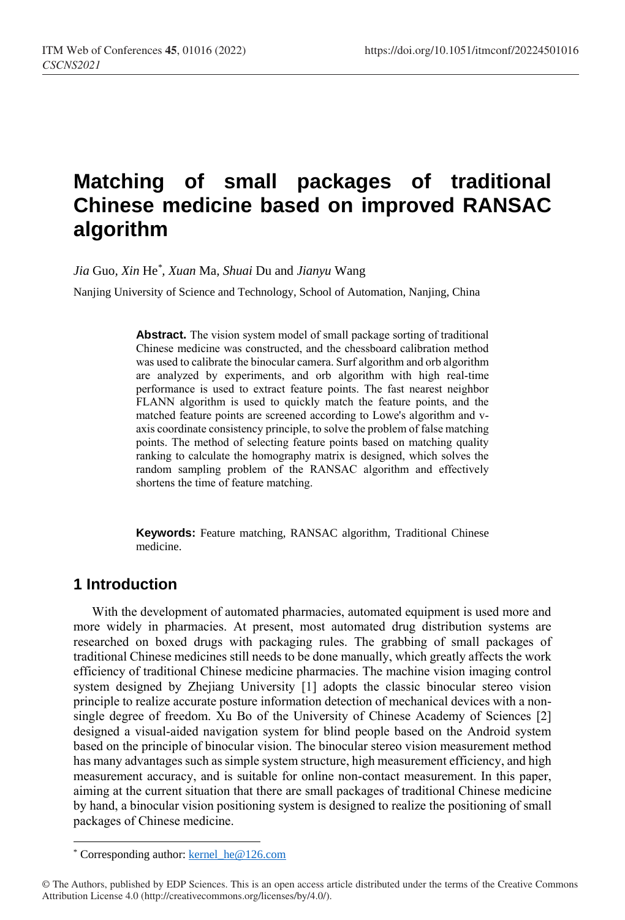# Matching of small packages of traditional Chinese medicine based on improved RANSAC algorithm

*Jia* Guo, *Xin* He[*], *Xuan* Ma, *Shuai* Du and *Jianyu* Wang

Nanjing University of Science and Technology, School of Automation, Nanjing, China

**Abstract.** The vision system model of small package sorting of traditional Chinese medicine was constructed, and the chessboard calibration method was used to calibrate the binocular camera. Surf algorithm and orb algorithm are analyzed by experiments, and orb algorithm with high real-time performance is used to extract feature points. The fast nearest neighbor FLANN algorithm is used to quickly match the feature points, and the matched feature points are screened according to Lowe's algorithm and v-axis coordinate consistency principle, to solve the problem of false matching points. The method of selecting feature points based on matching quality ranking to calculate the homography matrix is designed, which solves the random sampling problem of the RANSAC algorithm and effectively shortens the time of feature matching.

**Keywords:** Feature matching, RANSAC algorithm, Traditional Chinese medicine.

## 1 Introduction

With the development of automated pharmacies, automated equipment is used more and more widely in pharmacies. At present, most automated drug distribution systems are researched on boxed drugs with packaging rules. The grabbing of small packages of traditional Chinese medicines still needs to be done manually, which greatly affects the work efficiency of traditional Chinese medicine pharmacies. The machine vision imaging control system designed by Zhejiang University [1] adopts the classic binocular stereo vision principle to realize accurate posture information detection of mechanical devices with a non-single degree of freedom. Xu Bo of the University of Chinese Academy of Sciences [2] designed a visual-aided navigation system for blind people based on the Android system based on the principle of binocular vision. The binocular stereo vision measurement method has many advantages such as simple system structure, high measurement efficiency, and high measurement accuracy, and is suitable for online non-contact measurement. In this paper, aiming at the current situation that there are small packages of traditional Chinese medicine by hand, a binocular vision positioning system is designed to realize the positioning of small packages of Chinese medicine.

[*] Corresponding author: kernel_he@126.com

© The Authors, published by EDP Sciences. This is an open access article distributed under the terms of the Creative Commons Attribution License 4.0 (http://creativecommons.org/licenses/by/4.0/).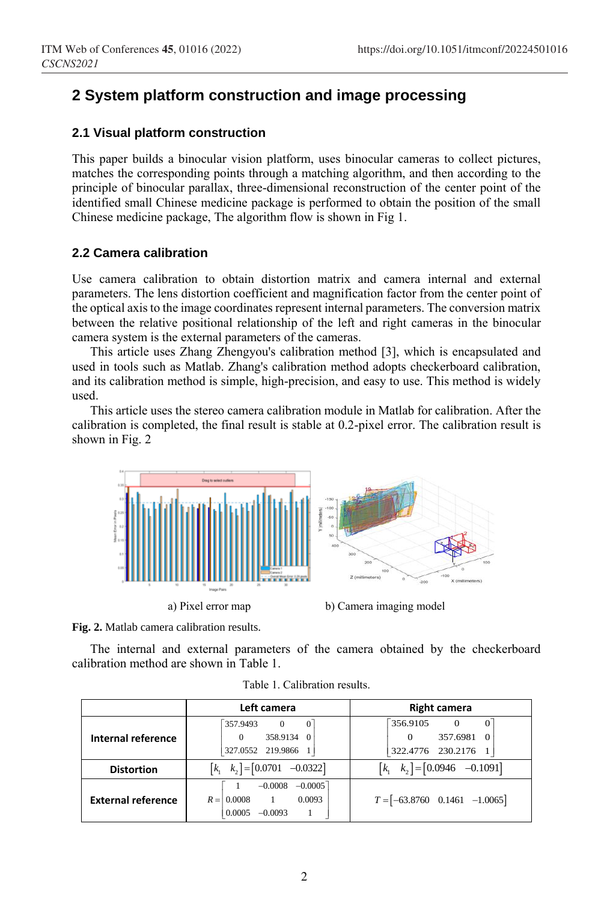## 2 System platform construction and image processing

### 2.1 Visual platform construction

This paper builds a binocular vision platform, uses binocular cameras to collect pictures, matches the corresponding points through a matching algorithm, and then according to the principle of binocular parallax, three-dimensional reconstruction of the center point of the identified small Chinese medicine package is performed to obtain the position of the small Chinese medicine package, The algorithm flow is shown in Fig 1.

### 2.2 Camera calibration

Use camera calibration to obtain distortion matrix and camera internal and external parameters. The lens distortion coefficient and magnification factor from the center point of the optical axis to the image coordinates represent internal parameters. The conversion matrix between the relative positional relationship of the left and right cameras in the binocular camera system is the external parameters of the cameras.

This article uses Zhang Zhengyou's calibration method [3], which is encapsulated and used in tools such as Matlab. Zhang's calibration method adopts checkerboard calibration, and its calibration method is simple, high-precision, and easy to use. This method is widely used.

This article uses the stereo camera calibration module in Matlab for calibration. After the calibration is completed, the final result is stable at 0.2-pixel error. The calibration result is shown in Fig. 2

a) Pixel error map b) Camera imaging model

**Fig. 2.** Matlab camera calibration results.

The internal and external parameters of the camera obtained by the checkerboard calibration method are shown in Table 1.

Table 1. Calibration results.

| | Left camera | Right camera |
|---|---|---|
| **Internal reference** | $\begin{bmatrix} 357.9493 & 0 & 0 \\ 0 & 358.9134 & 0 \\ 327.0552 & 219.9866 & 1 \end{bmatrix}$ | $\begin{bmatrix} 356.9105 & 0 & 0 \\ 0 & 357.6981 & 0 \\ 322.4776 & 230.2176 & 1 \end{bmatrix}$ |
| **Distortion** | $[k_1 \quad k_2] = [0.0701 \quad -0.0322]$ | $[k_1 \quad k_2] = [0.0946 \quad -0.1091]$ |
| **External reference** | $R = \begin{bmatrix} 1 & -0.0008 & -0.0005 \\ 0.0008 & 1 & 0.0093 \\ 0.0005 & -0.0093 & 1 \end{bmatrix}$ | $T = [-63.8760 \quad 0.1461 \quad -1.0065]$ |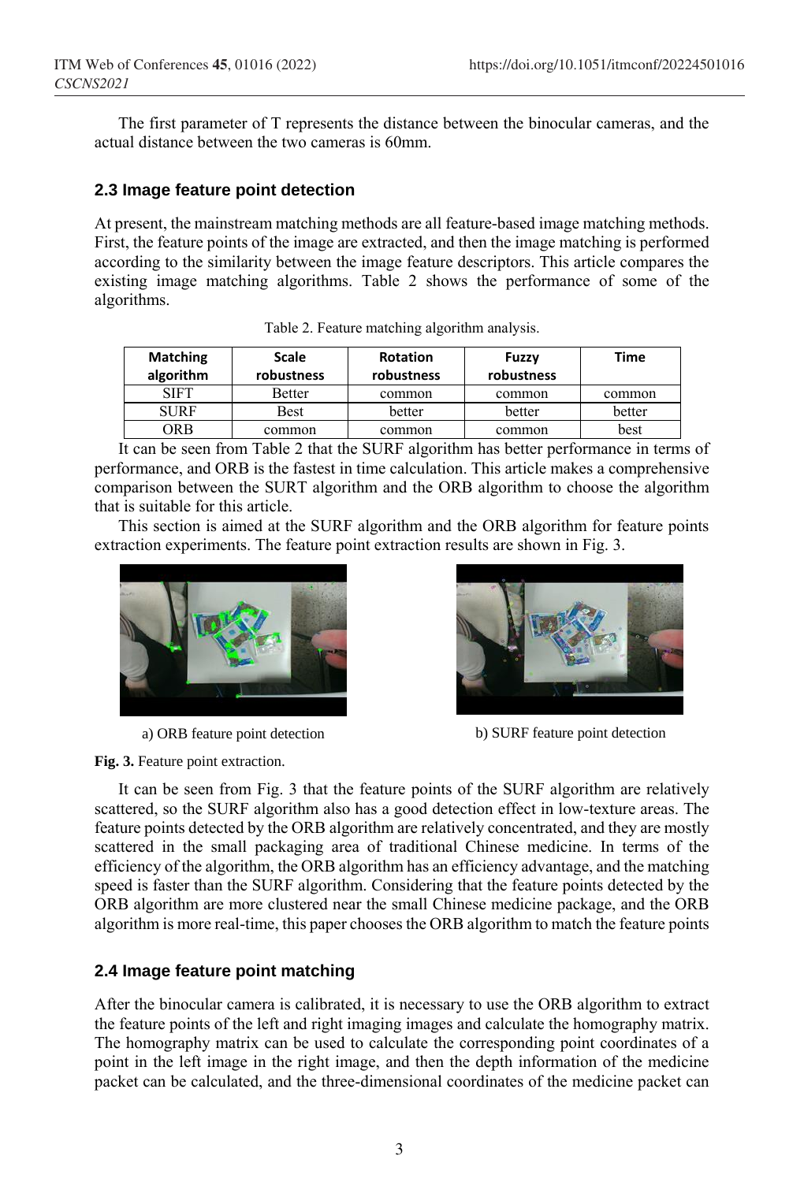The first parameter of T represents the distance between the binocular cameras, and the actual distance between the two cameras is 60mm.

### 2.3 Image feature point detection

At present, the mainstream matching methods are all feature-based image matching methods. First, the feature points of the image are extracted, and then the image matching is performed according to the similarity between the image feature descriptors. This article compares the existing image matching algorithms. Table 2 shows the performance of some of the algorithms.

Table 2. Feature matching algorithm analysis.

| Matching algorithm | Scale robustness | Rotation robustness | Fuzzy robustness | Time |
|---|---|---|---|---|
| SIFT | Better | common | common | common |
| SURF | Best | better | better | better |
| ORB | common | common | common | best |

It can be seen from Table 2 that the SURF algorithm has better performance in terms of performance, and ORB is the fastest in time calculation. This article makes a comprehensive comparison between the SURT algorithm and the ORB algorithm to choose the algorithm that is suitable for this article.

This section is aimed at the SURF algorithm and the ORB algorithm for feature points extraction experiments. The feature point extraction results are shown in Fig. 3.

a) ORB feature point detection

b) SURF feature point detection

**Fig. 3.** Feature point extraction.

It can be seen from Fig. 3 that the feature points of the SURF algorithm are relatively scattered, so the SURF algorithm also has a good detection effect in low-texture areas. The feature points detected by the ORB algorithm are relatively concentrated, and they are mostly scattered in the small packaging area of traditional Chinese medicine. In terms of the efficiency of the algorithm, the ORB algorithm has an efficiency advantage, and the matching speed is faster than the SURF algorithm. Considering that the feature points detected by the ORB algorithm are more clustered near the small Chinese medicine package, and the ORB algorithm is more real-time, this paper chooses the ORB algorithm to match the feature points

### 2.4 Image feature point matching

After the binocular camera is calibrated, it is necessary to use the ORB algorithm to extract the feature points of the left and right imaging images and calculate the homography matrix. The homography matrix can be used to calculate the corresponding point coordinates of a point in the left image in the right image, and then the depth information of the medicine packet can be calculated, and the three-dimensional coordinates of the medicine packet can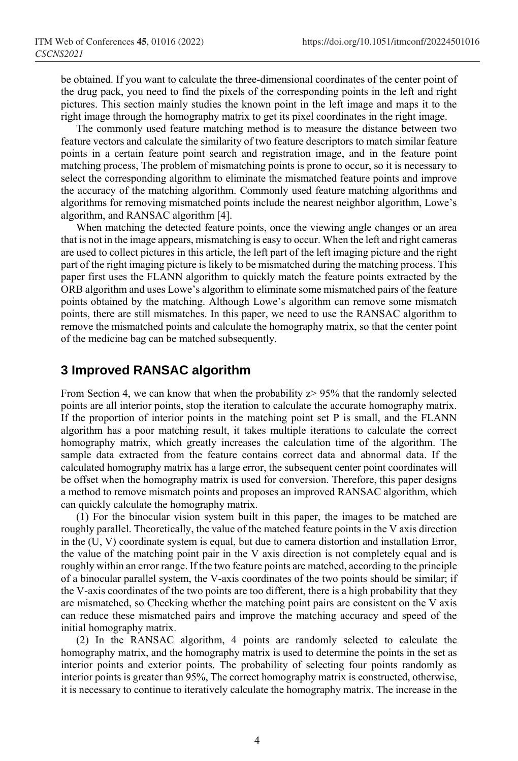be obtained. If you want to calculate the three-dimensional coordinates of the center point of the drug pack, you need to find the pixels of the corresponding points in the left and right pictures. This section mainly studies the known point in the left image and maps it to the right image through the homography matrix to get its pixel coordinates in the right image.

The commonly used feature matching method is to measure the distance between two feature vectors and calculate the similarity of two feature descriptors to match similar feature points in a certain feature point search and registration image, and in the feature point matching process, The problem of mismatching points is prone to occur, so it is necessary to select the corresponding algorithm to eliminate the mismatched feature points and improve the accuracy of the matching algorithm. Commonly used feature matching algorithms and algorithms for removing mismatched points include the nearest neighbor algorithm, Lowe's algorithm, and RANSAC algorithm [4].

When matching the detected feature points, once the viewing angle changes or an area that is not in the image appears, mismatching is easy to occur. When the left and right cameras are used to collect pictures in this article, the left part of the left imaging picture and the right part of the right imaging picture is likely to be mismatched during the matching process. This paper first uses the FLANN algorithm to quickly match the feature points extracted by the ORB algorithm and uses Lowe's algorithm to eliminate some mismatched pairs of the feature points obtained by the matching. Although Lowe's algorithm can remove some mismatch points, there are still mismatches. In this paper, we need to use the RANSAC algorithm to remove the mismatched points and calculate the homography matrix, so that the center point of the medicine bag can be matched subsequently.

## 3 Improved RANSAC algorithm

From Section 4, we can know that when the probability $z > 95\%$ that the randomly selected points are all interior points, stop the iteration to calculate the accurate homography matrix. If the proportion of interior points in the matching point set P is small, and the FLANN algorithm has a poor matching result, it takes multiple iterations to calculate the correct homography matrix, which greatly increases the calculation time of the algorithm. The sample data extracted from the feature contains correct data and abnormal data. If the calculated homography matrix has a large error, the subsequent center point coordinates will be offset when the homography matrix is used for conversion. Therefore, this paper designs a method to remove mismatch points and proposes an improved RANSAC algorithm, which can quickly calculate the homography matrix.

(1) For the binocular vision system built in this paper, the images to be matched are roughly parallel. Theoretically, the value of the matched feature points in the V axis direction in the (U, V) coordinate system is equal, but due to camera distortion and installation Error, the value of the matching point pair in the V axis direction is not completely equal and is roughly within an error range. If the two feature points are matched, according to the principle of a binocular parallel system, the V-axis coordinates of the two points should be similar; if the V-axis coordinates of the two points are too different, there is a high probability that they are mismatched, so Checking whether the matching point pairs are consistent on the V axis can reduce these mismatched pairs and improve the matching accuracy and speed of the initial homography matrix.

(2) In the RANSAC algorithm, 4 points are randomly selected to calculate the homography matrix, and the homography matrix is used to determine the points in the set as interior points and exterior points. The probability of selecting four points randomly as interior points is greater than 95%, The correct homography matrix is constructed, otherwise, it is necessary to continue to iteratively calculate the homography matrix. The increase in the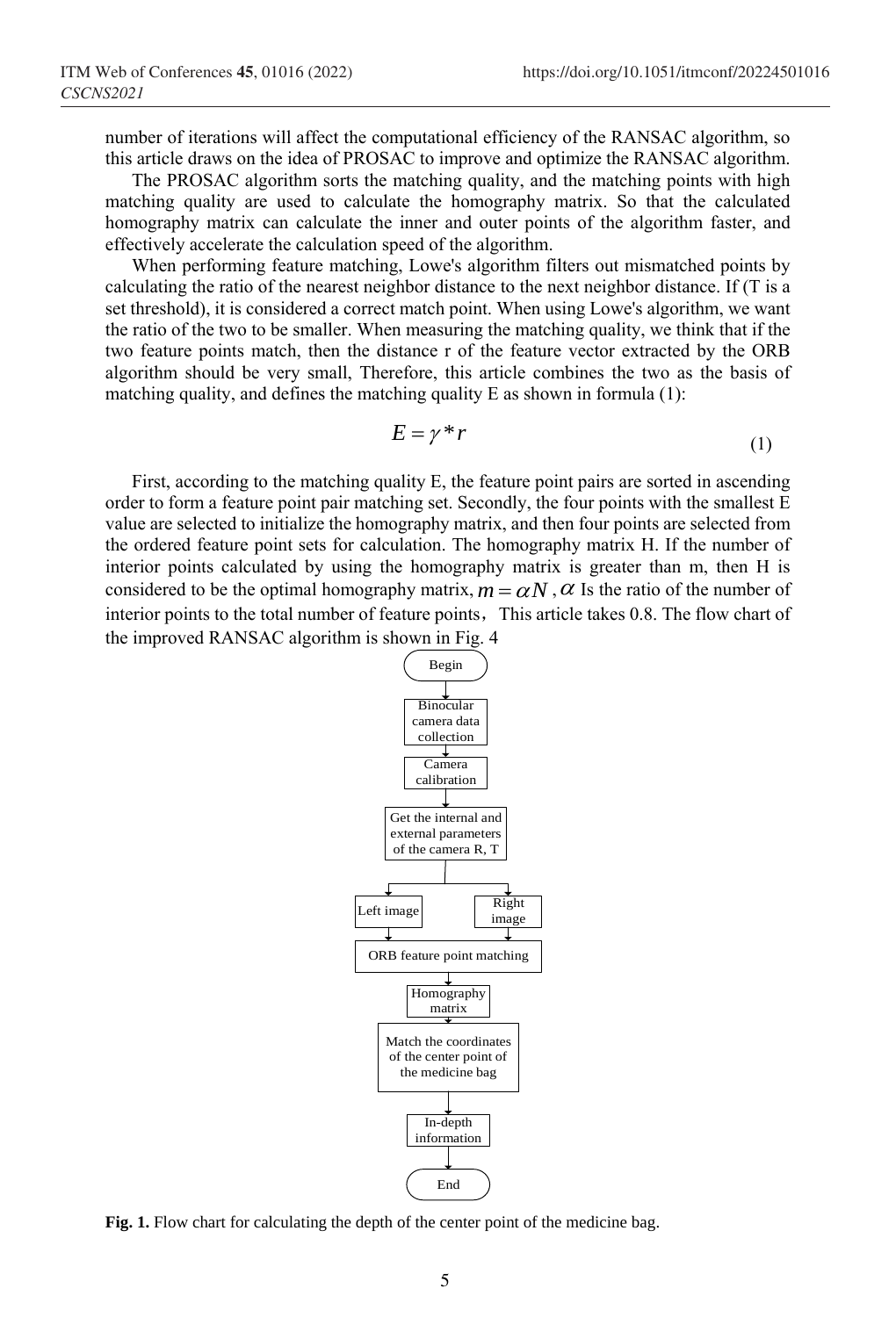number of iterations will affect the computational efficiency of the RANSAC algorithm, so this article draws on the idea of PROSAC to improve and optimize the RANSAC algorithm.

The PROSAC algorithm sorts the matching quality, and the matching points with high matching quality are used to calculate the homography matrix. So that the calculated homography matrix can calculate the inner and outer points of the algorithm faster, and effectively accelerate the calculation speed of the algorithm.

When performing feature matching, Lowe's algorithm filters out mismatched points by calculating the ratio of the nearest neighbor distance to the next neighbor distance. If (T is a set threshold), it is considered a correct match point. When using Lowe's algorithm, we want the ratio of the two to be smaller. When measuring the matching quality, we think that if the two feature points match, then the distance r of the feature vector extracted by the ORB algorithm should be very small, Therefore, this article combines the two as the basis of matching quality, and defines the matching quality E as shown in formula (1):

$$E = \gamma * r \tag{1}$$

First, according to the matching quality E, the feature point pairs are sorted in ascending order to form a feature point pair matching set. Secondly, the four points with the smallest E value are selected to initialize the homography matrix, and then four points are selected from the ordered feature point sets for calculation. The homography matrix H. If the number of interior points calculated by using the homography matrix is greater than m, then H is considered to be the optimal homography matrix, $m = \alpha N$ , $\alpha$ Is the ratio of the number of interior points to the total number of feature points， This article takes 0.8. The flow chart of the improved RANSAC algorithm is shown in Fig. 4

Begin → Binocular camera data collection → Camera calibration → Get the internal and external parameters of the camera R, T → Left image / Right image → ORB feature point matching → Homography matrix → Match the coordinates of the center point of the medicine bag → In-depth information → End

**Fig. 1.** Flow chart for calculating the depth of the center point of the medicine bag.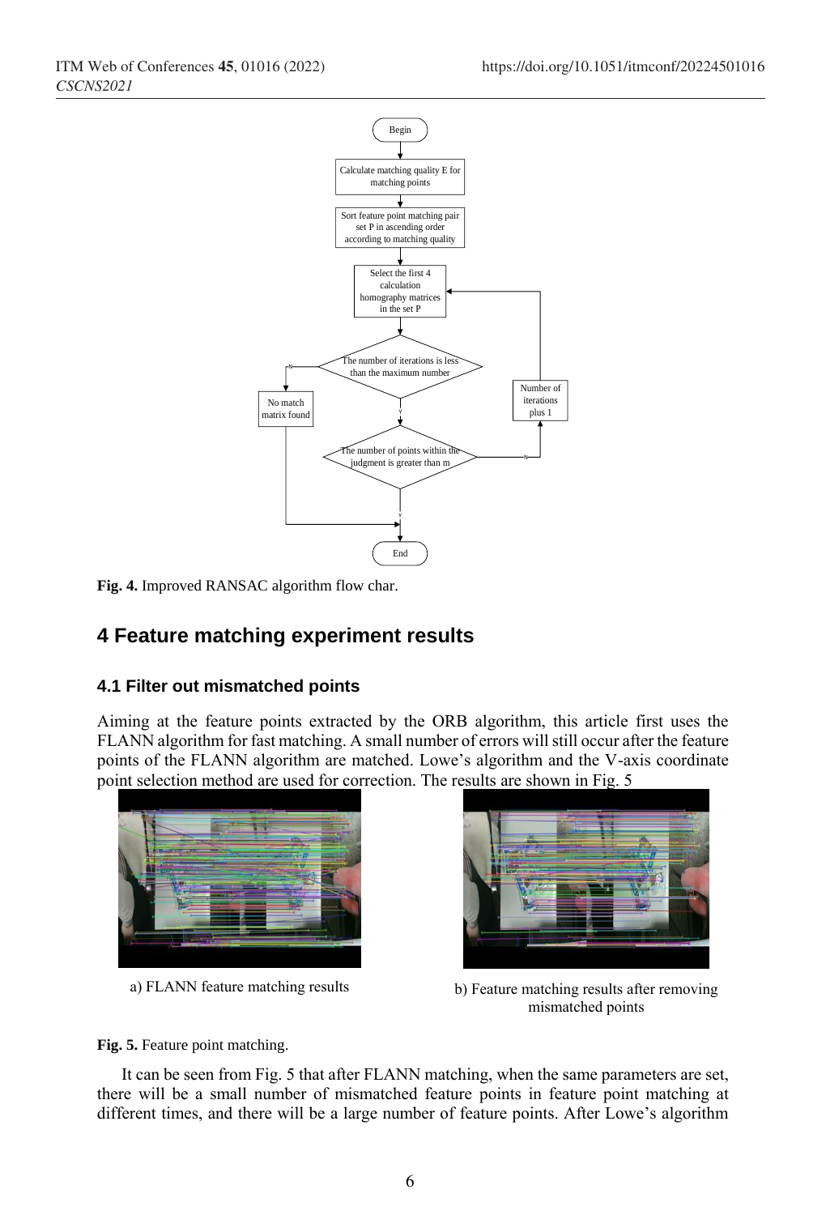Fig. 4. Improved RANSAC algorithm flow char.

## 4 Feature matching experiment results

### 4.1 Filter out mismatched points

Aiming at the feature points extracted by the ORB algorithm, this article first uses the FLANN algorithm for fast matching. A small number of errors will still occur after the feature points of the FLANN algorithm are matched. Lowe's algorithm and the V-axis coordinate point selection method are used for correction. The results are shown in Fig. 5

a) FLANN feature matching results

b) Feature matching results after removing mismatched points

**Fig. 5.** Feature point matching.

It can be seen from Fig. 5 that after FLANN matching, when the same parameters are set, there will be a small number of mismatched feature points in feature point matching at different times, and there will be a large number of feature points. After Lowe's algorithm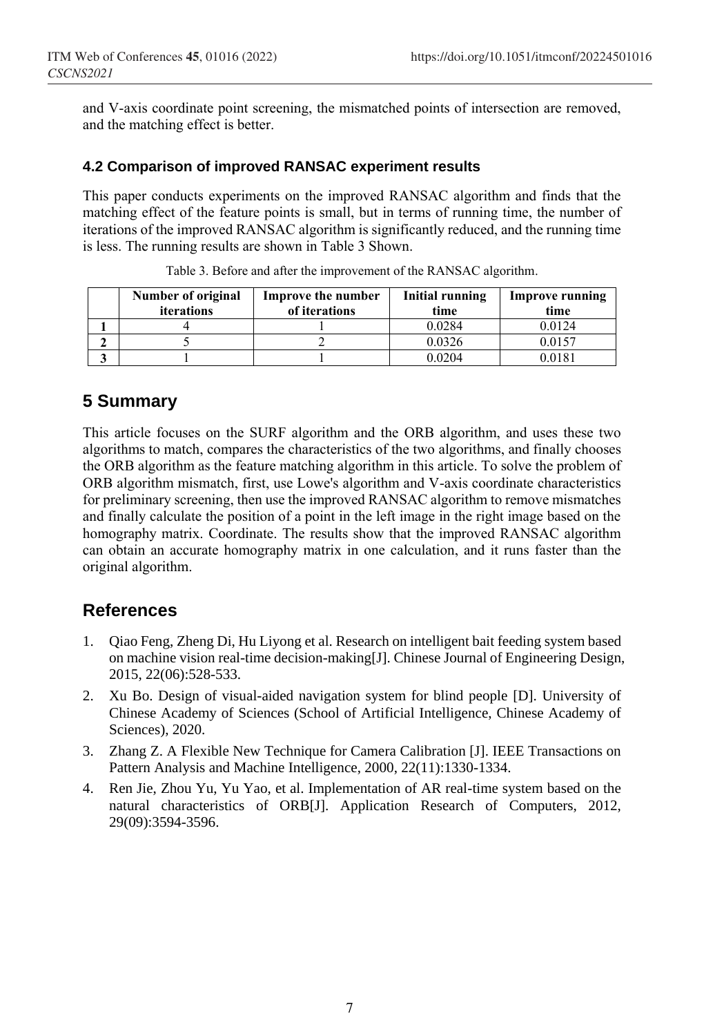and V-axis coordinate point screening, the mismatched points of intersection are removed, and the matching effect is better.

### 4.2 Comparison of improved RANSAC experiment results

This paper conducts experiments on the improved RANSAC algorithm and finds that the matching effect of the feature points is small, but in terms of running time, the number of iterations of the improved RANSAC algorithm is significantly reduced, and the running time is less. The running results are shown in Table 3 Shown.

Table 3. Before and after the improvement of the RANSAC algorithm.

| | Number of original iterations | Improve the number of iterations | Initial running time | Improve running time |
|---|---|---|---|---|
| **1** | 4 | 1 | 0.0284 | 0.0124 |
| **2** | 5 | 2 | 0.0326 | 0.0157 |
| **3** | 1 | 1 | 0.0204 | 0.0181 |

## 5 Summary

This article focuses on the SURF algorithm and the ORB algorithm, and uses these two algorithms to match, compares the characteristics of the two algorithms, and finally chooses the ORB algorithm as the feature matching algorithm in this article. To solve the problem of ORB algorithm mismatch, first, use Lowe's algorithm and V-axis coordinate characteristics for preliminary screening, then use the improved RANSAC algorithm to remove mismatches and finally calculate the position of a point in the left image in the right image based on the homography matrix. Coordinate. The results show that the improved RANSAC algorithm can obtain an accurate homography matrix in one calculation, and it runs faster than the original algorithm.

## References

1. Qiao Feng, Zheng Di, Hu Liyong et al. Research on intelligent bait feeding system based on machine vision real-time decision-making[J]. Chinese Journal of Engineering Design, 2015, 22(06):528-533.
2. Xu Bo. Design of visual-aided navigation system for blind people [D]. University of Chinese Academy of Sciences (School of Artificial Intelligence, Chinese Academy of Sciences), 2020.
3. Zhang Z. A Flexible New Technique for Camera Calibration [J]. IEEE Transactions on Pattern Analysis and Machine Intelligence, 2000, 22(11):1330-1334.
4. Ren Jie, Zhou Yu, Yu Yao, et al. Implementation of AR real-time system based on the natural characteristics of ORB[J]. Application Research of Computers, 2012, 29(09):3594-3596.